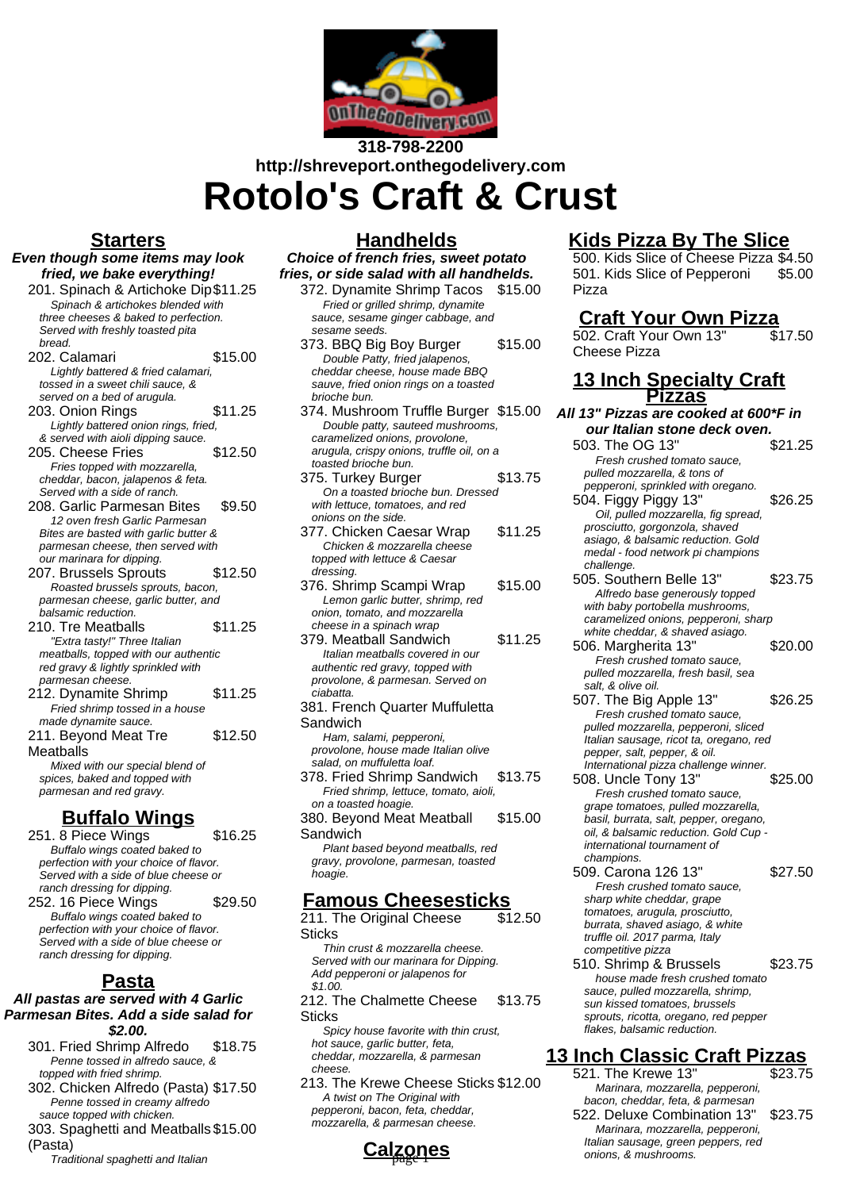318-798-2200
http://shreveport.onthegodelivery.com

# Rotolo's Craft & Crust

## Starters

**_Even though some items may look fried, we bake everything!_**

201. Spinach & Artichoke Dip $11.25
_Spinach & artichokes blended with three cheeses & baked to perfection. Served with freshly toasted pita bread._

202. Calamari $15.00
_Lightly battered & fried calamari, tossed in a sweet chili sauce, & served on a bed of arugula._

203. Onion Rings $11.25
_Lightly battered onion rings, fried, & served with aioli dipping sauce._

205. Cheese Fries $12.50
_Fries topped with mozzarella, cheddar, bacon, jalapenos & feta. Served with a side of ranch._

208. Garlic Parmesan Bites $9.50
_12 oven fresh Garlic Parmesan Bites are basted with garlic butter & parmesan cheese, then served with our marinara for dipping._

207. Brussels Sprouts $12.50
_Roasted brussels sprouts, bacon, parmesan cheese, garlic butter, and balsamic reduction._

210. Tre Meatballs $11.25
_"Extra tasty!" Three Italian meatballs, topped with our authentic red gravy & lightly sprinkled with parmesan cheese._

212. Dynamite Shrimp $11.25
_Fried shrimp tossed in a house made dynamite sauce._

211. Beyond Meat Tre Meatballs $12.50
_Mixed with our special blend of spices, baked and topped with parmesan and red gravy._

## Buffalo Wings

251. 8 Piece Wings $16.25
_Buffalo wings coated baked to perfection with your choice of flavor. Served with a side of blue cheese or ranch dressing for dipping._

252. 16 Piece Wings $29.50
_Buffalo wings coated baked to perfection with your choice of flavor. Served with a side of blue cheese or ranch dressing for dipping._

## Pasta

**_All pastas are served with 4 Garlic Parmesan Bites. Add a side salad for $2.00._**

301. Fried Shrimp Alfredo $18.75
_Penne tossed in alfredo sauce, & topped with fried shrimp._

302. Chicken Alfredo (Pasta) $17.50
_Penne tossed in creamy alfredo sauce topped with chicken._

303. Spaghetti and Meatballs (Pasta) $15.00
_Traditional spaghetti and Italian_

## Handhelds

**_Choice of french fries, sweet potato fries, or side salad with all handhelds._**

372. Dynamite Shrimp Tacos $15.00
_Fried or grilled shrimp, dynamite sauce, sesame ginger cabbage, and sesame seeds._

373. BBQ Big Boy Burger $15.00
_Double Patty, fried jalapenos, cheddar cheese, house made BBQ sauve, fried onion rings on a toasted brioche bun._

374. Mushroom Truffle Burger $15.00
_Double patty, sauteed mushrooms, caramelized onions, provolone, arugula, crispy onions, truffle oil, on a toasted brioche bun._

375. Turkey Burger $13.75
_On a toasted brioche bun. Dressed with lettuce, tomatoes, and red onions on the side._

377. Chicken Caesar Wrap $11.25
_Chicken & mozzarella cheese topped with lettuce & Caesar dressing._

376. Shrimp Scampi Wrap $15.00
_Lemon garlic butter, shrimp, red onion, tomato, and mozzarella cheese in a spinach wrap_

379. Meatball Sandwich $11.25
_Italian meatballs covered in our authentic red gravy, topped with provolone, & parmesan. Served on ciabatta._

381. French Quarter Muffuletta Sandwich
_Ham, salami, pepperoni, provolone, house made Italian olive salad, on muffuletta loaf._

378. Fried Shrimp Sandwich $13.75
_Fried shrimp, lettuce, tomato, aioli, on a toasted hoagie._

380. Beyond Meat Meatball Sandwich $15.00
_Plant based beyond meatballs, red gravy, provolone, parmesan, toasted hoagie._

## Famous Cheesesticks

211. The Original Cheese Sticks $12.50
_Thin crust & mozzarella cheese. Served with our marinara for Dipping. Add pepperoni or jalapenos for $1.00._

212. The Chalmette Cheese Sticks $13.75
_Spicy house favorite with thin crust, hot sauce, garlic butter, feta, cheddar, mozzarella, & parmesan cheese._

213. The Krewe Cheese Sticks $12.00
_A twist on The Original with pepperoni, bacon, feta, cheddar, mozzarella, & parmesan cheese._

## Calzones

## Kids Pizza By The Slice

500. Kids Slice of Cheese Pizza $4.50

501. Kids Slice of Pepperoni Pizza $5.00

## Craft Your Own Pizza

502. Craft Your Own 13" Cheese Pizza $17.50

## 13 Inch Specialty Craft Pizzas

**_All 13" Pizzas are cooked at 600*F in our Italian stone deck oven._**

503. The OG 13" $21.25
_Fresh crushed tomato sauce, pulled mozzarella, & tons of pepperoni, sprinkled with oregano._

504. Figgy Piggy 13" $26.25
_Oil, pulled mozzarella, fig spread, prosciutto, gorgonzola, shaved asiago, & balsamic reduction. Gold medal - food network pi champions challenge._

505. Southern Belle 13" $23.75
_Alfredo base generously topped with baby portobella mushrooms, caramelized onions, pepperoni, sharp white cheddar, & shaved asiago._

506. Margherita 13" $20.00
_Fresh crushed tomato sauce, pulled mozzarella, fresh basil, sea salt, & olive oil._

507. The Big Apple 13" $26.25
_Fresh crushed tomato sauce, pulled mozzarella, pepperoni, sliced Italian sausage, ricot ta, oregano, red pepper, salt, pepper, & oil. International pizza challenge winner._

508. Uncle Tony 13" $25.00
_Fresh crushed tomato sauce, grape tomatoes, pulled mozzarella, basil, burrata, salt, pepper, oregano, oil, & balsamic reduction. Gold Cup - international tournament of champions._

509. Carona 126 13" $27.50
_Fresh crushed tomato sauce, sharp white cheddar, grape tomatoes, arugula, prosciutto, burrata, shaved asiago, & white truffle oil. 2017 parma, Italy competitive pizza_

510. Shrimp & Brussels $23.75
_house made fresh crushed tomato sauce, pulled mozzarella, shrimp, sun kissed tomatoes, brussels sprouts, ricotta, oregano, red pepper flakes, balsamic reduction._

## 13 Inch Classic Craft Pizzas

521. The Krewe 13" $23.75
_Marinara, mozzarella, pepperoni, bacon, cheddar, feta, & parmesan_

522. Deluxe Combination 13" $23.75
_Marinara, mozzarella, pepperoni, Italian sausage, green peppers, red onions, & mushrooms._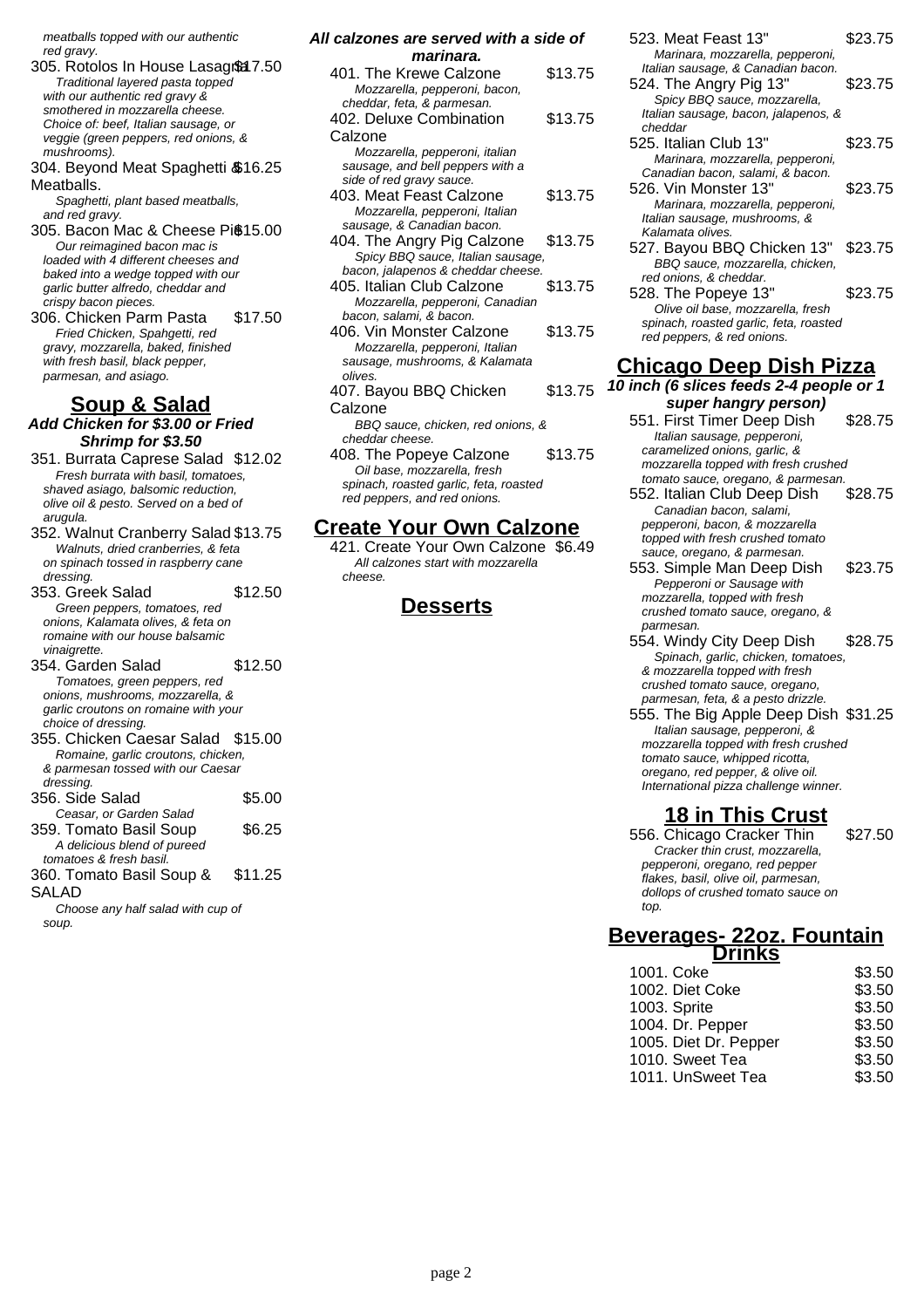meatballs topped with our authentic red gravy.

305. Rotolos In House Lasagna $17.50
Traditional layered pasta topped with our authentic red gravy & smothered in mozzarella cheese. Choice of: beef, Italian sausage, or veggie (green peppers, red onions, & mushrooms).

304. Beyond Meat Spaghetti & Meatballs. $16.25
Spaghetti, plant based meatballs, and red gravy.

305. Bacon Mac & Cheese Pie $15.00
Our reimagined bacon mac is loaded with 4 different cheeses and baked into a wedge topped with our garlic butter alfredo, cheddar and crispy bacon pieces.

306. Chicken Parm Pasta $17.50
Fried Chicken, Spahgetti, red gravy, mozzarella, baked, finished with fresh basil, black pepper, parmesan, and asiago.

## Soup & Salad

***Add Chicken for $3.00 or Fried Shrimp for $3.50***

351. Burrata Caprese Salad $12.02
Fresh burrata with basil, tomatoes, shaved asiago, balsamic reduction, olive oil & pesto. Served on a bed of arugula.

352. Walnut Cranberry Salad $13.75
Walnuts, dried cranberries, & feta on spinach tossed in raspberry cane dressing.

353. Greek Salad $12.50
Green peppers, tomatoes, red onions, Kalamata olives, & feta on romaine with our house balsamic vinaigrette.

354. Garden Salad $12.50
Tomatoes, green peppers, red onions, mushrooms, mozzarella, & garlic croutons on romaine with your choice of dressing.

355. Chicken Caesar Salad $15.00
Romaine, garlic croutons, chicken, & parmesan tossed with our Caesar dressing.

356. Side Salad $5.00
Ceasar, or Garden Salad

359. Tomato Basil Soup $6.25
A delicious blend of pureed tomatoes & fresh basil.

360. Tomato Basil Soup & SALAD $11.25
Choose any half salad with cup of soup.

***All calzones are served with a side of marinara.***

401. The Krewe Calzone $13.75
Mozzarella, pepperoni, bacon, cheddar, feta, & parmesan.

402. Deluxe Combination Calzone $13.75
Mozzarella, pepperoni, italian sausage, and bell peppers with a side of red gravy sauce.

403. Meat Feast Calzone $13.75
Mozzarella, pepperoni, Italian sausage, & Canadian bacon.

404. The Angry Pig Calzone $13.75
Spicy BBQ sauce, Italian sausage, bacon, jalapenos & cheddar cheese.

405. Italian Club Calzone $13.75
Mozzarella, pepperoni, Canadian bacon, salami, & bacon.

406. Vin Monster Calzone $13.75
Mozzarella, pepperoni, Italian sausage, mushrooms, & Kalamata olives.

407. Bayou BBQ Chicken Calzone $13.75
BBQ sauce, chicken, red onions, & cheddar cheese.

408. The Popeye Calzone $13.75
Oil base, mozzarella, fresh spinach, roasted garlic, feta, roasted red peppers, and red onions.

## Create Your Own Calzone

421. Create Your Own Calzone $6.49
All calzones start with mozzarella cheese.

## Desserts

523. Meat Feast 13" $23.75
Marinara, mozzarella, pepperoni, Italian sausage, & Canadian bacon.

524. The Angry Pig 13" $23.75
Spicy BBQ sauce, mozzarella, Italian sausage, bacon, jalapenos, & cheddar

525. Italian Club 13" $23.75
Marinara, mozzarella, pepperoni, Canadian bacon, salami, & bacon.

526. Vin Monster 13" $23.75
Marinara, mozzarella, pepperoni, Italian sausage, mushrooms, & Kalamata olives.

527. Bayou BBQ Chicken 13" $23.75
BBQ sauce, mozzarella, chicken, red onions, & cheddar.

528. The Popeye 13" $23.75
Olive oil base, mozzarella, fresh spinach, roasted garlic, feta, roasted red peppers, & red onions.

## Chicago Deep Dish Pizza

***10 inch (6 slices feeds 2-4 people or 1 super hangry person)***

551. First Timer Deep Dish $28.75
Italian sausage, pepperoni, caramelized onions, garlic, & mozzarella topped with fresh crushed tomato sauce, oregano, & parmesan.

552. Italian Club Deep Dish $28.75
Canadian bacon, salami, pepperoni, bacon, & mozzarella topped with fresh crushed tomato sauce, oregano, & parmesan.

553. Simple Man Deep Dish $23.75
Pepperoni or Sausage with mozzarella, topped with fresh crushed tomato sauce, oregano, & parmesan.

554. Windy City Deep Dish $28.75
Spinach, garlic, chicken, tomatoes, & mozzarella topped with fresh crushed tomato sauce, oregano, parmesan, feta, & a pesto drizzle.

555. The Big Apple Deep Dish $31.25
Italian sausage, pepperoni, & mozzarella topped with fresh crushed tomato sauce, whipped ricotta, oregano, red pepper, & olive oil. International pizza challenge winner.

## 18 in This Crust

556. Chicago Cracker Thin $27.50
Cracker thin crust, mozzarella, pepperoni, oregano, red pepper flakes, basil, olive oil, parmesan, dollops of crushed tomato sauce on top.

## Beverages- 22oz. Fountain Drinks

| | |
|---|---|
| 1001. Coke | $3.50 |
| 1002. Diet Coke | $3.50 |
| 1003. Sprite | $3.50 |
| 1004. Dr. Pepper | $3.50 |
| 1005. Diet Dr. Pepper | $3.50 |
| 1010. Sweet Tea | $3.50 |
| 1011. UnSweet Tea | $3.50 |